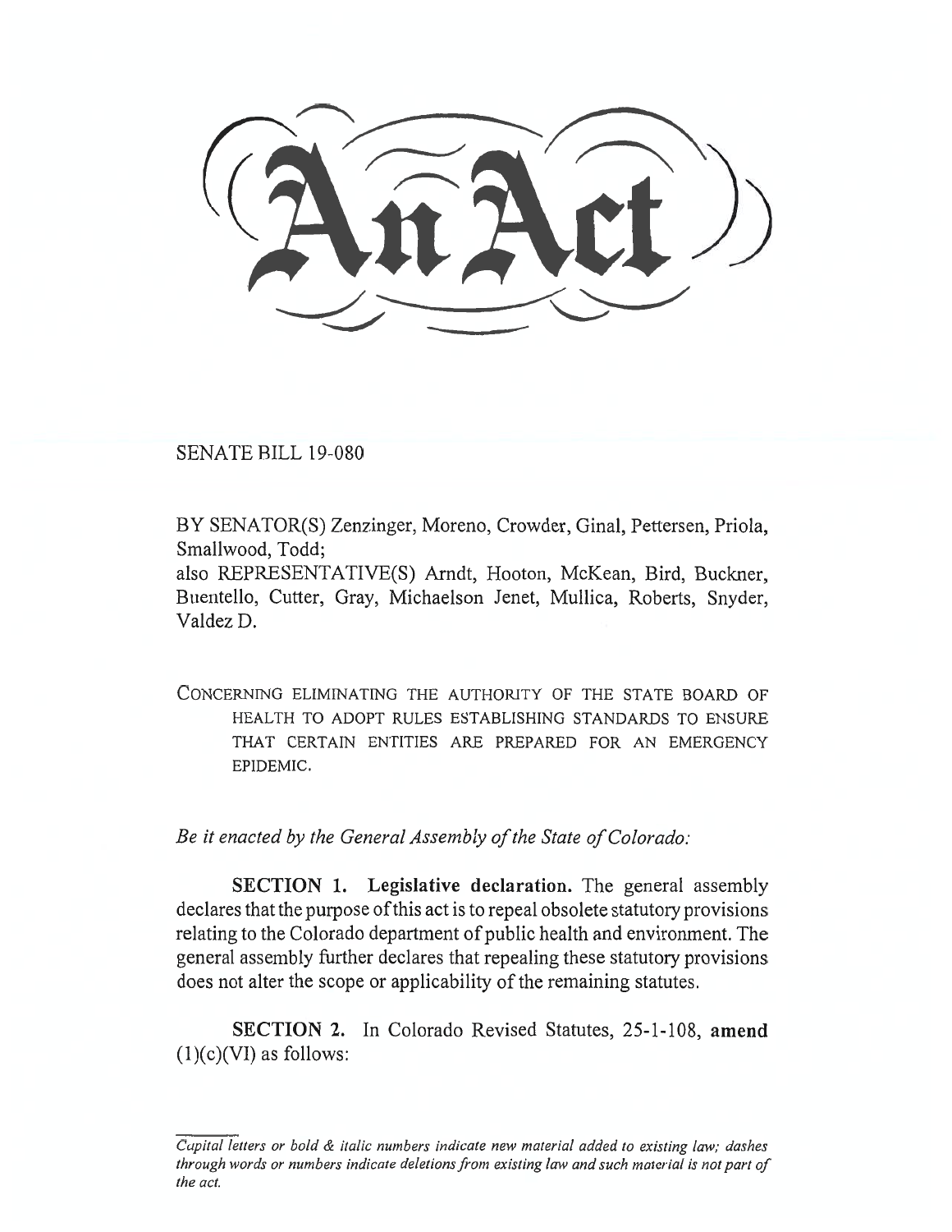# An Act

SENATE BILL 19-080

BY SENATOR(S) Zenzinger, Moreno, Crowder, Ginal, Pettersen, Priola, Smallwood, Todd;
also REPRESENTATIVE(S) Arndt, Hooton, McKean, Bird, Buckner, Buentello, Cutter, Gray, Michaelson Jenet, Mullica, Roberts, Snyder, Valdez D.

CONCERNING ELIMINATING THE AUTHORITY OF THE STATE BOARD OF HEALTH TO ADOPT RULES ESTABLISHING STANDARDS TO ENSURE THAT CERTAIN ENTITIES ARE PREPARED FOR AN EMERGENCY EPIDEMIC.

*Be it enacted by the General Assembly of the State of Colorado:*

**SECTION 1. Legislative declaration.** The general assembly declares that the purpose of this act is to repeal obsolete statutory provisions relating to the Colorado department of public health and environment. The general assembly further declares that repealing these statutory provisions does not alter the scope or applicability of the remaining statutes.

**SECTION 2.** In Colorado Revised Statutes, 25-1-108, **amend** (1)(c)(VI) as follows:

*Capital letters or bold & italic numbers indicate new material added to existing law; dashes through words or numbers indicate deletions from existing law and such material is not part of the act.*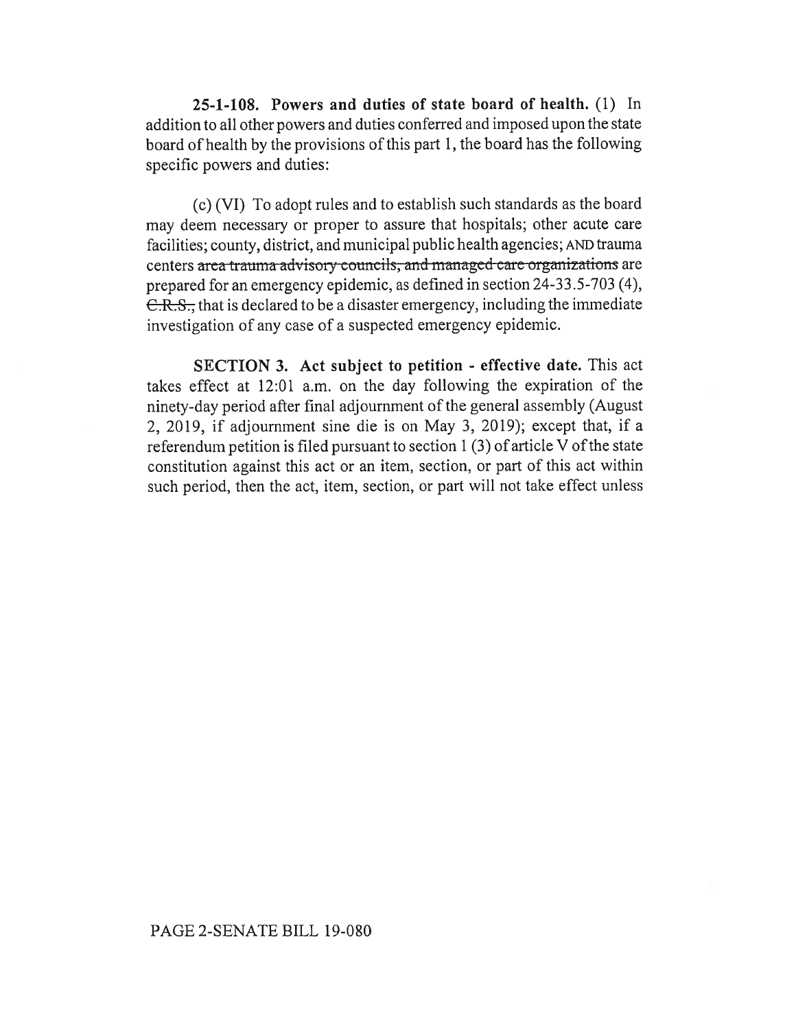**25-1-108. Powers and duties of state board of health.** (1) In addition to all other powers and duties conferred and imposed upon the state board of health by the provisions of this part 1, the board has the following specific powers and duties:

(c) (VI) To adopt rules and to establish such standards as the board may deem necessary or proper to assure that hospitals; other acute care facilities; county, district, and municipal public health agencies; AND trauma centers ~~area trauma advisory councils, and managed care organizations~~ are prepared for an emergency epidemic, as defined in section 24-33.5-703 (4), ~~C.R.S.,~~ that is declared to be a disaster emergency, including the immediate investigation of any case of a suspected emergency epidemic.

**SECTION 3. Act subject to petition - effective date.** This act takes effect at 12:01 a.m. on the day following the expiration of the ninety-day period after final adjournment of the general assembly (August 2, 2019, if adjournment sine die is on May 3, 2019); except that, if a referendum petition is filed pursuant to section 1 (3) of article V of the state constitution against this act or an item, section, or part of this act within such period, then the act, item, section, or part will not take effect unless

PAGE 2-SENATE BILL 19-080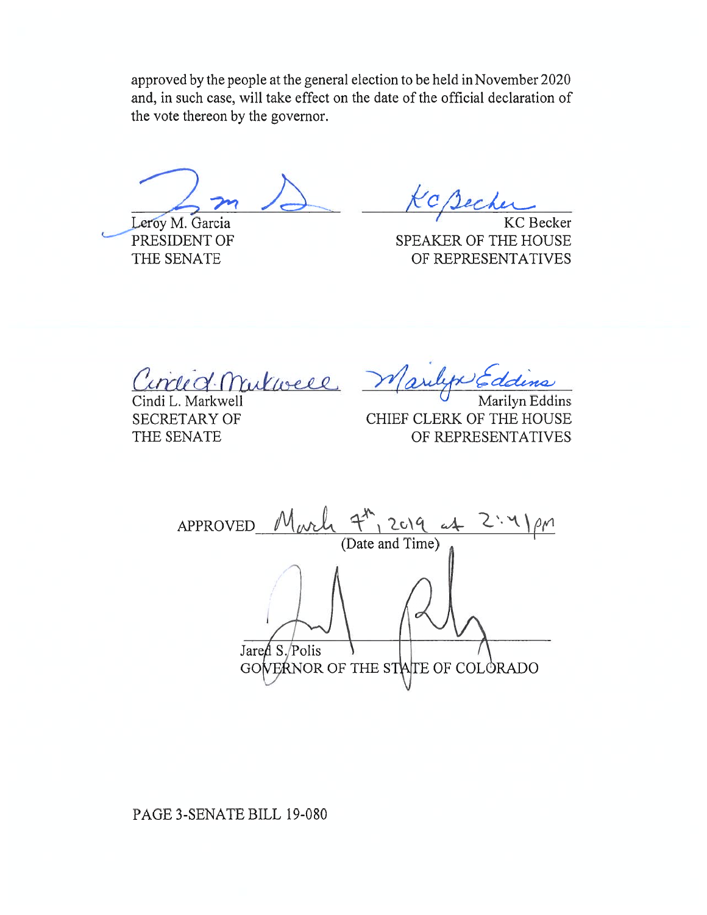approved by the people at the general election to be held in November 2020 and, in such case, will take effect on the date of the official declaration of the vote thereon by the governor.

Leroy M. Garcia
PRESIDENT OF
THE SENATE

KC Becker
SPEAKER OF THE HOUSE
OF REPRESENTATIVES

Cindi L. Markwell
SECRETARY OF
THE SENATE

Marilyn Eddins
CHIEF CLERK OF THE HOUSE
OF REPRESENTATIVES

APPROVED March 7th, 2019 at 2:41pm
(Date and Time)

Jared S. Polis
GOVERNOR OF THE STATE OF COLORADO

PAGE 3-SENATE BILL 19-080